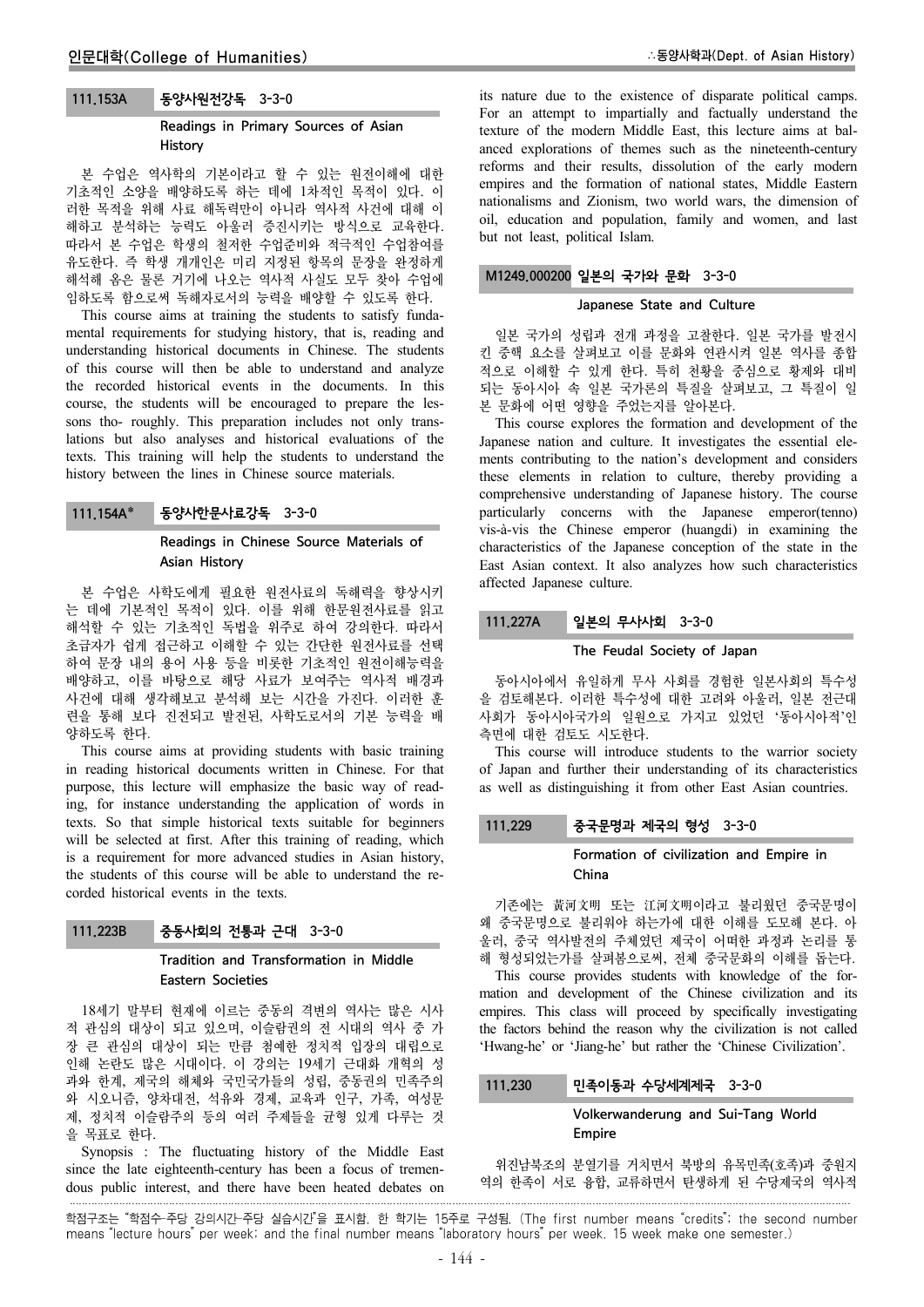### 111.153A 동양사원전강독 3-3-0

**Readings in Primary Sources of Asian History**

본 수업은 역사학의 기본이라고 할 수 있는 원전이해에 대한 기초적인 소양을 배양하도록 하는 데에 1차적인 목적이 있다. 이러한 목적을 위해 사료 해독력만이 아니라 역사적 사건에 대해 이해하고 분석하는 능력도 아울러 증진시키는 방식으로 교육한다. 따라서 본 수업은 학생의 철저한 수업준비와 적극적인 수업참여를 유도한다. 즉 학생 개개인은 미리 지정된 항목의 문장을 완정하게 해석해 옴은 물론 거기에 나오는 역사적 사실도 모두 찾아 수업에 임하도록 함으로써 독해자로서의 능력을 배양할 수 있도록 한다.

This course aims at training the students to satisfy fundamental requirements for studying history, that is, reading and understanding historical documents in Chinese. The students of this course will then be able to understand and analyze the recorded historical events in the documents. In this course, the students will be encouraged to prepare the lessons tho- roughly. This preparation includes not only translations but also analyses and historical evaluations of the texts. This training will help the students to understand the history between the lines in Chinese source materials.

### 111.154A* 동양사한문사료강독 3-3-0

**Readings in Chinese Source Materials of Asian History**

본 수업은 사학도에게 필요한 원전사료의 독해력을 향상시키는 데에 기본적인 목적이 있다. 이를 위해 한문원전사료를 읽고 해석할 수 있는 기초적인 독법을 위주로 하여 강의한다. 따라서 초급자가 쉽게 접근하고 이해할 수 있는 간단한 원전사료를 선택하여 문장 내의 용어 사용 등을 비롯한 기초적인 원전이해능력을 배양하고, 이를 바탕으로 해당 사료가 보여주는 역사적 배경과 사건에 대해 생각해보고 분석해 보는 시간을 가진다. 이러한 훈련을 통해 보다 진전되고 발전된, 사학도로서의 기본 능력을 배양하도록 한다.

This course aims at providing students with basic training in reading historical documents written in Chinese. For that purpose, this lecture will emphasize the basic way of reading, for instance understanding the application of words in texts. So that simple historical texts suitable for beginners will be selected at first. After this training of reading, which is a requirement for more advanced studies in Asian history, the students of this course will be able to understand the recorded historical events in the texts.

### 111.223B 중동사회의 전통과 근대 3-3-0

**Tradition and Transformation in Middle Eastern Societies**

18세기 말부터 현재에 이르는 중동의 격변의 역사는 많은 시사적 관심의 대상이 되고 있으며, 이슬람권의 전 시대의 역사 중 가장 큰 관심의 대상이 되는 만큼 첨예한 정치적 입장의 대립으로 인해 논란도 많은 시대이다. 이 강의는 19세기 근대화 개혁의 성과와 한계, 제국의 해체와 국민국가들의 성립, 중동권의 민족주의와 시오니즘, 양차대전, 석유와 경제, 교육과 인구, 가족, 여성문제, 정치적 이슬람주의 등의 여러 주제들을 균형 있게 다루는 것을 목표로 한다.

Synopsis : The fluctuating history of the Middle East since the late eighteenth-century has been a focus of tremendous public interest, and there have been heated debates on its nature due to the existence of disparate political camps. For an attempt to impartially and factually understand the texture of the modern Middle East, this lecture aims at balanced explorations of themes such as the nineteenth-century reforms and their results, dissolution of the early modern empires and the formation of national states, Middle Eastern nationalisms and Zionism, two world wars, the dimension of oil, education and population, family and women, and last but not least, political Islam.

### M1249.000200 일본의 국가와 문화 3-3-0

**Japanese State and Culture**

일본 국가의 성립과 전개 과정을 고찰한다. 일본 국가를 발전시킨 중핵 요소를 살펴보고 이를 문화와 연관시켜 일본 역사를 종합적으로 이해할 수 있게 한다. 특히 천황을 중심으로 황제와 대비되는 동아시아 속 일본 국가론의 특질을 살펴보고, 그 특질이 일본 문화에 어떤 영향을 주었는지를 알아본다.

This course explores the formation and development of the Japanese nation and culture. It investigates the essential elements contributing to the nation's development and considers these elements in relation to culture, thereby providing a comprehensive understanding of Japanese history. The course particularly concerns with the Japanese emperor(tenno) vis-à-vis the Chinese emperor (huangdi) in examining the characteristics of the Japanese conception of the state in the East Asian context. It also analyzes how such characteristics affected Japanese culture.

### 111.227A 일본의 무사사회 3-3-0

**The Feudal Society of Japan**

동아시아에서 유일하게 무사 사회를 경험한 일본사회의 특수성을 검토해본다. 이러한 특수성에 대한 고려와 아울러, 일본 전근대 사회가 동아시아국가의 일원으로 가지고 있었던 '동아시아적'인 측면에 대한 검토도 시도한다.

This course will introduce students to the warrior society of Japan and further their understanding of its characteristics as well as distinguishing it from other East Asian countries.

### 111.229 중국문명과 제국의 형성 3-3-0

**Formation of civilization and Empire in China**

기존에는 黃河文明 또는 江河文明이라고 불리웠던 중국문명이 왜 중국문명으로 불리워야 하는가에 대한 이해를 도모해 본다. 아울러, 중국 역사발전의 주체였던 제국이 어떠한 과정과 논리를 통해 형성되었는가를 살펴봄으로써, 전체 중국문화의 이해를 돕는다.

This course provides students with knowledge of the formation and development of the Chinese civilization and its empires. This class will proceed by specifically investigating the factors behind the reason why the civilization is not called 'Hwang-he' or 'Jiang-he' but rather the 'Chinese Civilization'.

### 111.230 민족이동과 수당세계제국 3-3-0

**Volkerwanderung and Sui-Tang World Empire**

위진남북조의 분열기를 거치면서 북방의 유목민족(호족)과 중원지역의 한족이 서로 융합, 교류하면서 탄생하게 된 수당제국의 역사적

학점구조는 "학점수-주당 강의시간-주당 실습시간"을 표시함. 한 학기는 15주로 구성됨. (The first number means "credits"; the second number means "lecture hours" per week; and the final number means "laboratory hours" per week. 15 week make one semester.)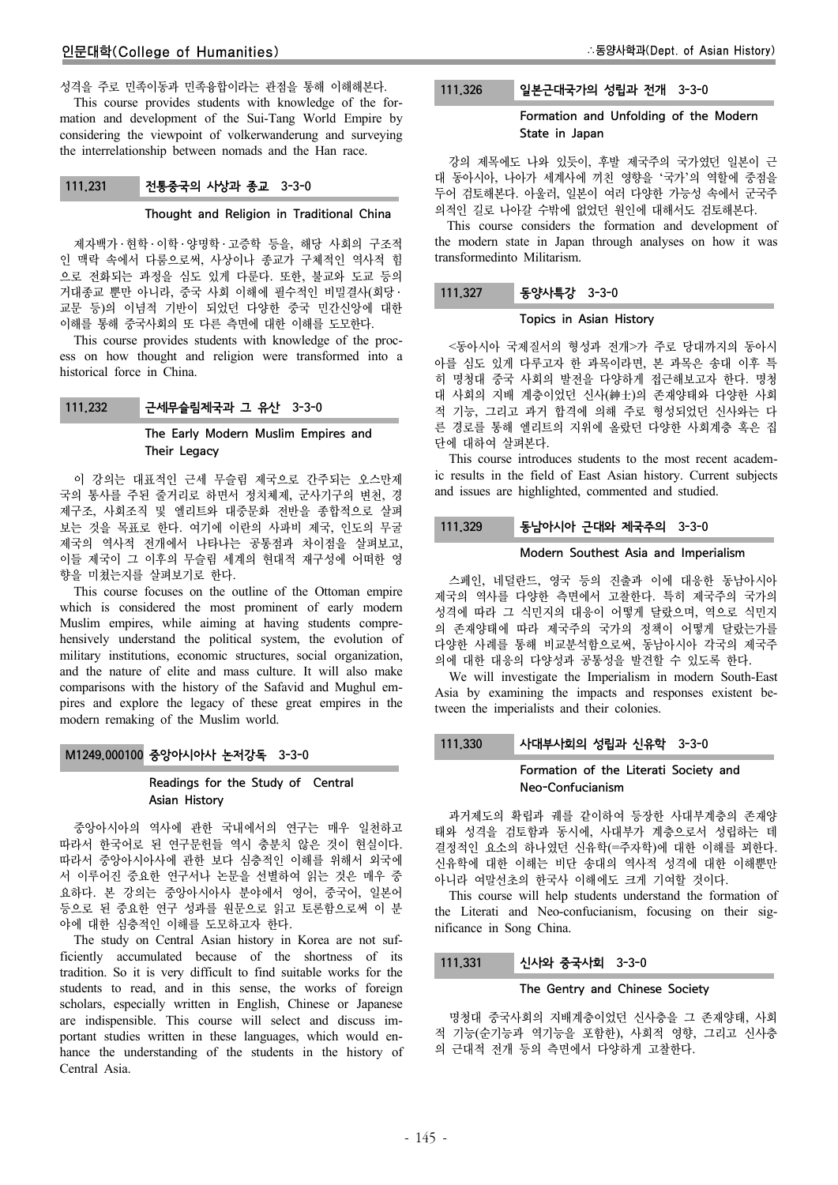성격을 주로 민족이동과 민족융합이라는 관점을 통해 이해해본다.

This course provides students with knowledge of the formation and development of the Sui-Tang World Empire by considering the viewpoint of volkerwanderung and surveying the interrelationship between nomads and the Han race.

### 111.231 전통중국의 사상과 종교 3-3-0

**Thought and Religion in Traditional China**

제자백가·현학·이학·양명학·고증학 등을, 해당 사회의 구조적인 맥락 속에서 다룸으로써, 사상이나 종교가 구체적인 역사적 힘으로 전화되는 과정을 심도 있게 다룬다. 또한, 불교와 도교 등의 거대종교 뿐만 아니라, 중국 사회 이해에 필수적인 비밀결사(회당·교문 등)의 이념적 기반이 되었던 다양한 중국 민간신앙에 대한 이해를 통해 중국사회의 또 다른 측면에 대한 이해를 도모한다.

This course provides students with knowledge of the process on how thought and religion were transformed into a historical force in China.

### 111.232 근세무슬림제국과 그 유산 3-3-0

**The Early Modern Muslim Empires and Their Legacy**

이 강의는 대표적인 근세 무슬림 제국으로 간주되는 오스만제국의 통사를 주된 줄거리로 하면서 정치체제, 군사기구의 변천, 경제구조, 사회조직 및 엘리트와 대중문화 전반을 종합적으로 살펴보는 것을 목표로 한다. 여기에 이란의 사파비 제국, 인도의 무굴제국의 역사적 전개에서 나타나는 공통점과 차이점을 살펴보고, 이들 제국이 그 이후의 무슬림 세계의 현대적 재구성에 어떠한 영향을 미쳤는지를 살펴보기로 한다.

This course focuses on the outline of the Ottoman empire which is considered the most prominent of early modern Muslim empires, while aiming at having students comprehensively understand the political system, the evolution of military institutions, economic structures, social organization, and the nature of elite and mass culture. It will also make comparisons with the history of the Safavid and Mughul empires and explore the legacy of these great empires in the modern remaking of the Muslim world.

### M1249.000100 중앙아시아사 논저강독 3-3-0

**Readings for the Study of Central Asian History**

중앙아시아의 역사에 관한 국내에서의 연구는 매우 일천하고 따라서 한국어로 된 연구문헌들 역시 충분치 않은 것이 현실이다. 따라서 중앙아시아사에 관한 보다 심층적인 이해를 위해서 외국에서 이루어진 중요한 연구서나 논문을 선별하여 읽는 것은 매우 중요하다. 본 강의는 중앙아시아사 분야에서 영어, 중국어, 일본어 등으로 된 중요한 연구 성과를 원문으로 읽고 토론함으로써 이 분야에 대한 심층적인 이해를 도모하고자 한다.

The study on Central Asian history in Korea are not sufficiently accumulated because of the shortness of its tradition. So it is very difficult to find suitable works for the students to read, and in this sense, the works of foreign scholars, especially written in English, Chinese or Japanese are indispensible. This course will select and discuss important studies written in these languages, which would enhance the understanding of the students in the history of Central Asia.

### 111.326 일본근대국가의 성립과 전개 3-3-0

**Formation and Unfolding of the Modern State in Japan**

강의 제목에도 나와 있듯이, 후발 제국주의 국가였던 일본이 근대 동아시아, 나아가 세계사에 끼친 영향을 '국가'의 역할에 중점을 두어 검토해본다. 아울러, 일본이 여러 다양한 가능성 속에서 군국주의적인 길로 나아갈 수밖에 없었던 원인에 대해서도 검토해본다.

This course considers the formation and development of the modern state in Japan through analyses on how it was transformedinto Militarism.

### 111.327 동양사특강 3-3-0

**Topics in Asian History**

<동아시아 국제질서의 형성과 전개>가 주로 당대까지의 동아시아를 심도 있게 다루고자 한 과목이라면, 본 과목은 송대 이후 특히 명청대 중국 사회의 발전을 다양하게 접근해보고자 한다. 명청대 사회의 지배 계층이었던 신사(紳士)의 존재양태와 다양한 사회적 기능, 그리고 과거 합격에 의해 주로 형성되었던 신사와는 다른 경로를 통해 엘리트의 지위에 올랐던 다양한 사회계층 혹은 집단에 대하여 살펴본다.

This course introduces students to the most recent academic results in the field of East Asian history. Current subjects and issues are highlighted, commented and studied.

### 111.329 동남아시아 근대와 제국주의 3-3-0

**Modern Southest Asia and Imperialism**

스페인, 네덜란드, 영국 등의 진출과 이에 대응한 동남아시아 제국의 역사를 다양한 측면에서 고찰한다. 특히 제국주의 국가의 성격에 따라 그 식민지의 대응이 어떻게 달랐으며, 역으로 식민지의 존재양태에 따라 제국주의 국가의 정책이 어떻게 달랐는가를 다양한 사례를 통해 비교분석함으로써, 동남아시아 각국의 제국주의에 대한 대응의 다양성과 공통성을 발견할 수 있도록 한다.

We will investigate the Imperialism in modern South-East Asia by examining the impacts and responses existent between the imperialists and their colonies.

### 111.330 사대부사회의 성립과 신유학 3-3-0

**Formation of the Literati Society and Neo-Confucianism**

과거제도의 확립과 궤를 같이하여 등장한 사대부계층의 존재양태와 성격을 검토함과 동시에, 사대부가 계층으로서 성립하는 데 결정적인 요소의 하나였던 신유학(=주자학)에 대한 이해를 꾀한다. 신유학에 대한 이해는 비단 송대의 역사적 성격에 대한 이해뿐만 아니라 여말선초의 한국사 이해에도 크게 기여할 것이다.

This course will help students understand the formation of the Literati and Neo-confucianism, focusing on their significance in Song China.

### 111.331 신사와 중국사회 3-3-0

**The Gentry and Chinese Society**

명청대 중국사회의 지배계층이었던 신사층을 그 존재양태, 사회적 기능(순기능과 역기능을 포함한), 사회적 영향, 그리고 신사층의 근대적 전개 등의 측면에서 다양하게 고찰한다.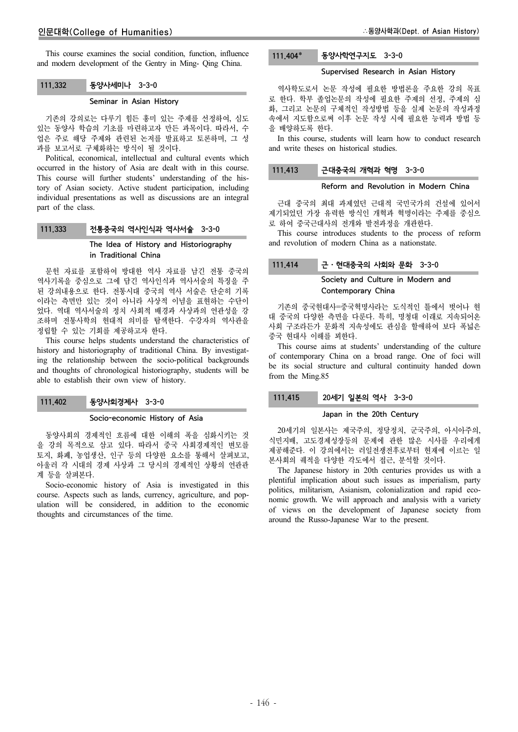This course examines the social condition, function, influence and modern development of the Gentry in Ming- Qing China.

### 111.332 동양사세미나 3-3-0

**Seminar in Asian History**

기존의 강의로는 다루기 힘든 흥미 있는 주제를 선정하여, 심도 있는 동양사 학습의 기초를 마련하고자 만든 과목이다. 따라서, 수업은 주로 해당 주제와 관련된 논저를 발표하고 토론하며, 그 성과를 보고서로 구체화하는 방식이 될 것이다.

Political, economical, intellectual and cultural events which occurred in the history of Asia are dealt with in this course. This course will further students' understanding of the history of Asian society. Active student participation, including individual presentations as well as discussions are an integral part of the class.

### 111.333 전통중국의 역사인식과 역사서술 3-3-0

**The Idea of History and Historiography in Traditional China**

문헌 자료를 포함하여 방대한 역사 자료를 남긴 전통 중국의 역사기록을 중심으로 그에 담긴 역사인식과 역사서술의 특징을 주된 강의내용으로 한다. 전통시대 중국의 역사 서술은 단순히 기록이라는 측면만 있는 것이 아니라 사상적 이념을 표현하는 수단이었다. 역대 역사서술의 정치 사회적 배경과 사상과의 연관성을 강조하며 전통사학의 현대적 의미를 탐색한다. 수강자의 역사관을 정립할 수 있는 기회를 제공하고자 한다.

This course helps students understand the characteristics of history and historiography of traditional China. By investigating the relationship between the socio-political backgrounds and thoughts of chronological historiography, students will be able to establish their own view of history.

### 111.402 동양사회경제사 3-3-0

**Socio-economic History of Asia**

동양사회의 경제적인 흐름에 대한 이해의 폭을 심화시키는 것을 강의 목적으로 삼고 있다. 따라서 중국 사회경제적인 변모를 토지, 화폐, 농업생산, 인구 등의 다양한 요소를 통해서 살펴보고, 아울러 각 시대의 경제 사상과 그 당시의 경제적인 상황의 연관관계 등을 살펴본다.

Socio-economic history of Asia is investigated in this course. Aspects such as lands, currency, agriculture, and population will be considered, in addition to the economic thoughts and circumstances of the time.

### 111.404* 동양사학연구지도 3-3-0

**Supervised Research in Asian History**

역사학도로서 논문 작성에 필요한 방법론을 주요한 강의 목표로 한다. 학부 졸업논문의 작성에 필요한 주제의 선정, 주제의 심화, 그리고 논문의 구체적인 작성방법 등을 실제 논문의 작성과정 속에서 지도함으로써 이후 논문 작성 시에 필요한 능력과 방법 등을 배양하도록 한다.

In this course, students will learn how to conduct research and write theses on historical studies.

### 111.413 근대중국의 개혁과 혁명 3-3-0

**Reform and Revolution in Modern China**

근대 중국의 최대 과제였던 근대적 국민국가의 건설에 있어서 제기되었던 가장 유력한 방식인 개혁과 혁명이라는 주제를 중심으로 하여 중국근대사의 전개와 발전과정을 개관한다.

This course introduces students to the process of reform and revolution of modern China as a nationstate.

### 111.414 근・현대중국의 사회와 문화 3-3-0

**Society and Culture in Modern and Contemporary China**

기존의 중국현대사=중국혁명사라는 도식적인 틀에서 벗어나 현대 중국의 다양한 측면을 다룬다. 특히, 명청대 이래로 지속되어온 사회 구조라든가 문화적 지속성에도 관심을 할애하여 보다 폭넓은 중국 현대사 이해를 꾀한다.

This course aims at students' understanding of the culture of contemporary China on a broad range. One of foci will be its social structure and cultural continuity handed down from the Ming.85

### 111.415 20세기 일본의 역사 3-3-0

**Japan in the 20th Century**

20세기의 일본사는 제국주의, 정당정치, 군국주의, 아시아주의, 식민지배, 고도경제성장등의 문제에 관한 많은 시사를 우리에게 제공해준다. 이 강의에서는 러일전쟁전후로부터 현재에 이르는 일본사회의 궤적을 다양한 각도에서 접근, 분석할 것이다.

The Japanese history in 20th centuries provides us with a plentiful implication about such issues as imperialism, party politics, militarism, Asianism, colonialization and rapid economic growth. We will approach and analysis with a variety of views on the development of Japanese society from around the Russo-Japanese War to the present.